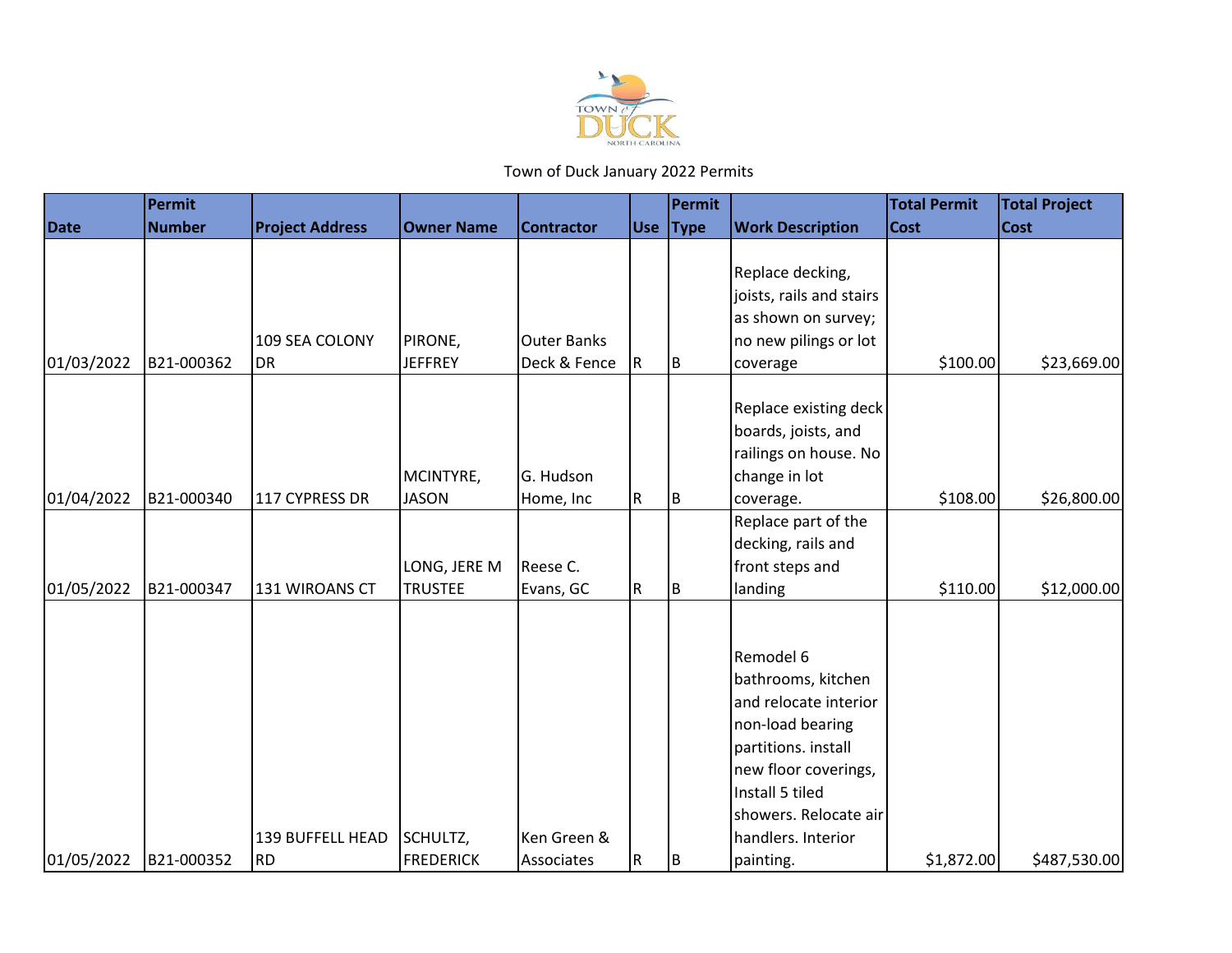Town of Duck January 2022 Permits

| Date | Permit Number | Project Address | Owner Name | Contractor | Use | Permit Type | Work Description | Total Permit Cost | Total Project Cost |
|---|---|---|---|---|---|---|---|---|---|
| 01/03/2022 | B21-000362 | 109 SEA COLONY DR | PIRONE, JEFFREY | Outer Banks Deck & Fence | R | B | Replace decking, joists, rails and stairs as shown on survey; no new pilings or lot coverage | $100.00 | $23,669.00 |
| 01/04/2022 | B21-000340 | 117 CYPRESS DR | MCINTYRE, JASON | G. Hudson Home, Inc | R | B | Replace existing deck boards, joists, and railings on house. No change in lot coverage. | $108.00 | $26,800.00 |
| 01/05/2022 | B21-000347 | 131 WIROANS CT | LONG, JERE M TRUSTEE | Reese C. Evans, GC | R | B | Replace part of the decking, rails and front steps and landing | $110.00 | $12,000.00 |
| 01/05/2022 | B21-000352 | 139 BUFFELL HEAD RD | SCHULTZ, FREDERICK | Ken Green & Associates | R | B | Remodel 6 bathrooms, kitchen and relocate interior non-load bearing partitions. install new floor coverings, Install 5 tiled showers. Relocate air handlers. Interior painting. | $1,872.00 | $487,530.00 |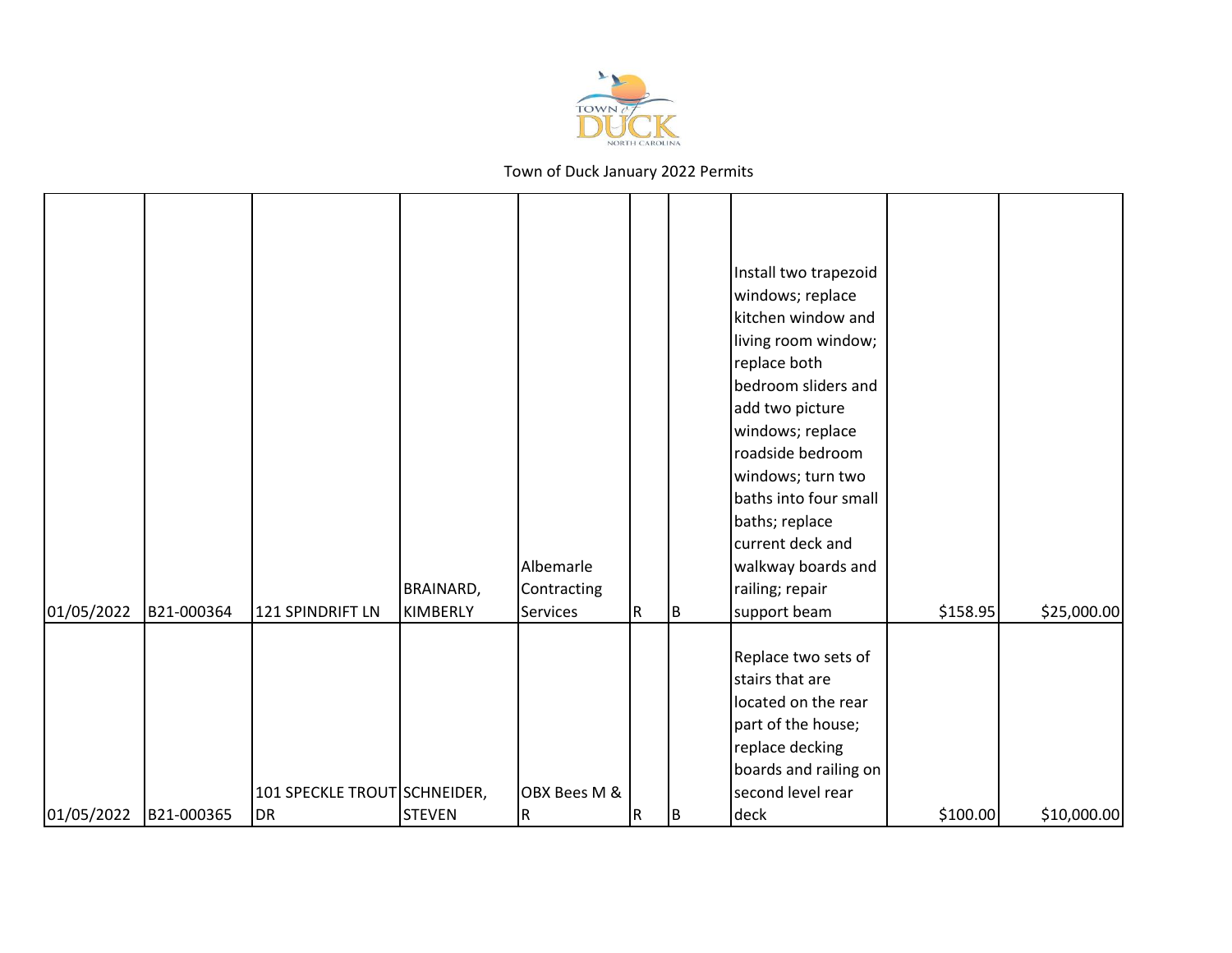Town of Duck January 2022 Permits

| | | | | | | | | | |
|---|---|---|---|---|---|---|---|---|---|
| 01/05/2022 | B21-000364 | 121 SPINDRIFT LN | BRAINARD, KIMBERLY | Albemarle Contracting Services | R | B | Install two trapezoid windows; replace kitchen window and living room window; replace both bedroom sliders and add two picture windows; replace roadside bedroom windows; turn two baths into four small baths; replace current deck and walkway boards and railing; repair support beam | $158.95 | $25,000.00 |
| 01/05/2022 | B21-000365 | 101 SPECKLE TROUT DR | SCHNEIDER, STEVEN | OBX Bees M & R | R | B | Replace two sets of stairs that are located on the rear part of the house; replace decking boards and railing on second level rear deck | $100.00 | $10,000.00 |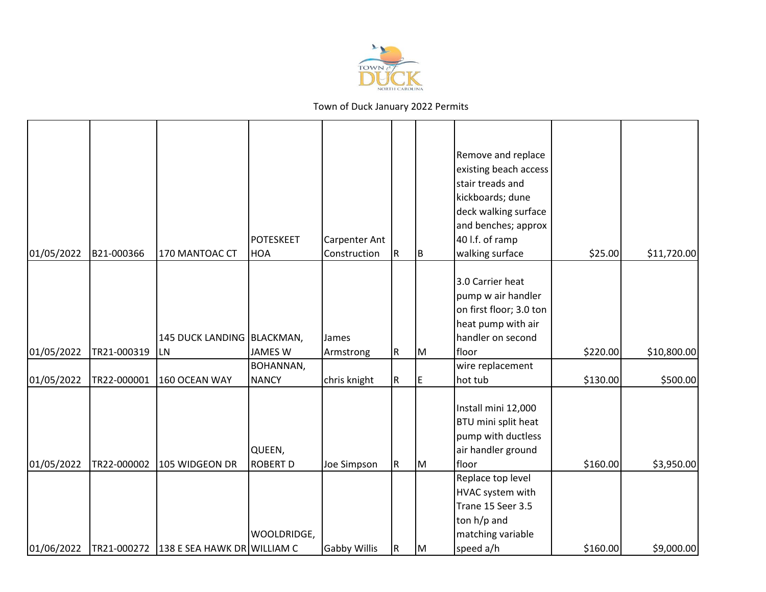Town of Duck January 2022 Permits

| | | | | | | | | | |
|---|---|---|---|---|---|---|---|---|---|
| 01/05/2022 | B21-000366 | 170 MANTOAC CT | POTESKEET HOA | Carpenter Ant Construction | R | B | Remove and replace existing beach access stair treads and kickboards; dune deck walking surface and benches; approx 40 l.f. of ramp walking surface | $25.00 | $11,720.00 |
| 01/05/2022 | TR21-000319 | 145 DUCK LANDING LN | BLACKMAN, JAMES W | James Armstrong | R | M | 3.0 Carrier heat pump w air handler on first floor; 3.0 ton heat pump with air handler on second floor | $220.00 | $10,800.00 |
| 01/05/2022 | TR22-000001 | 160 OCEAN WAY | BOHANNAN, NANCY | chris knight | R | E | wire replacement hot tub | $130.00 | $500.00 |
| 01/05/2022 | TR22-000002 | 105 WIDGEON DR | QUEEN, ROBERT D | Joe Simpson | R | M | Install mini 12,000 BTU mini split heat pump with ductless air handler ground floor | $160.00 | $3,950.00 |
| 01/06/2022 | TR21-000272 | 138 E SEA HAWK DR | WOOLDRIDGE, WILLIAM C | Gabby Willis | R | M | Replace top level HVAC system with Trane 15 Seer 3.5 ton h/p and matching variable speed a/h | $160.00 | $9,000.00 |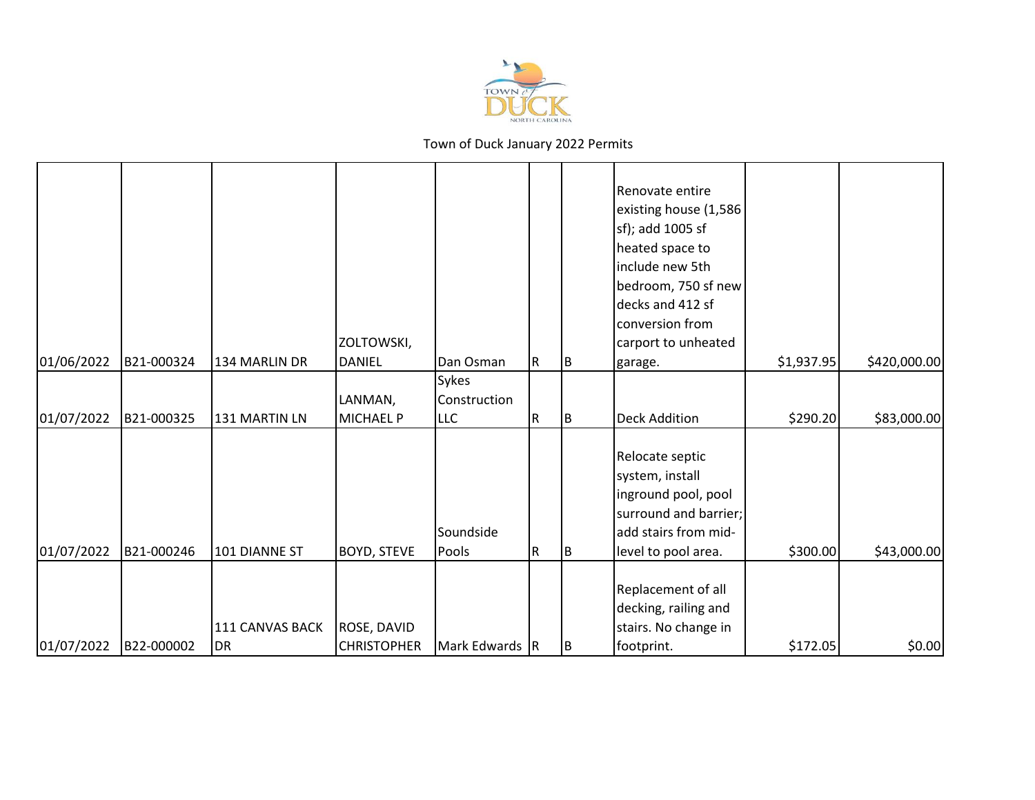Town of Duck January 2022 Permits

| | | | | | | | | | |
|---|---|---|---|---|---|---|---|---|---|
| 01/06/2022 | B21-000324 | 134 MARLIN DR | ZOLTOWSKI, DANIEL | Dan Osman | R | B | Renovate entire existing house (1,586 sf); add 1005 sf heated space to include new 5th bedroom, 750 sf new decks and 412 sf conversion from carport to unheated garage. | $1,937.95 | $420,000.00 |
| 01/07/2022 | B21-000325 | 131 MARTIN LN | LANMAN, MICHAEL P | Sykes Construction LLC | R | B | Deck Addition | $290.20 | $83,000.00 |
| 01/07/2022 | B21-000246 | 101 DIANNE ST | BOYD, STEVE | Soundside Pools | R | B | Relocate septic system, install inground pool, pool surround and barrier; add stairs from mid-level to pool area. | $300.00 | $43,000.00 |
| 01/07/2022 | B22-000002 | 111 CANVAS BACK DR | ROSE, DAVID CHRISTOPHER | Mark Edwards | R | B | Replacement of all decking, railing and stairs. No change in footprint. | $172.05 | $0.00 |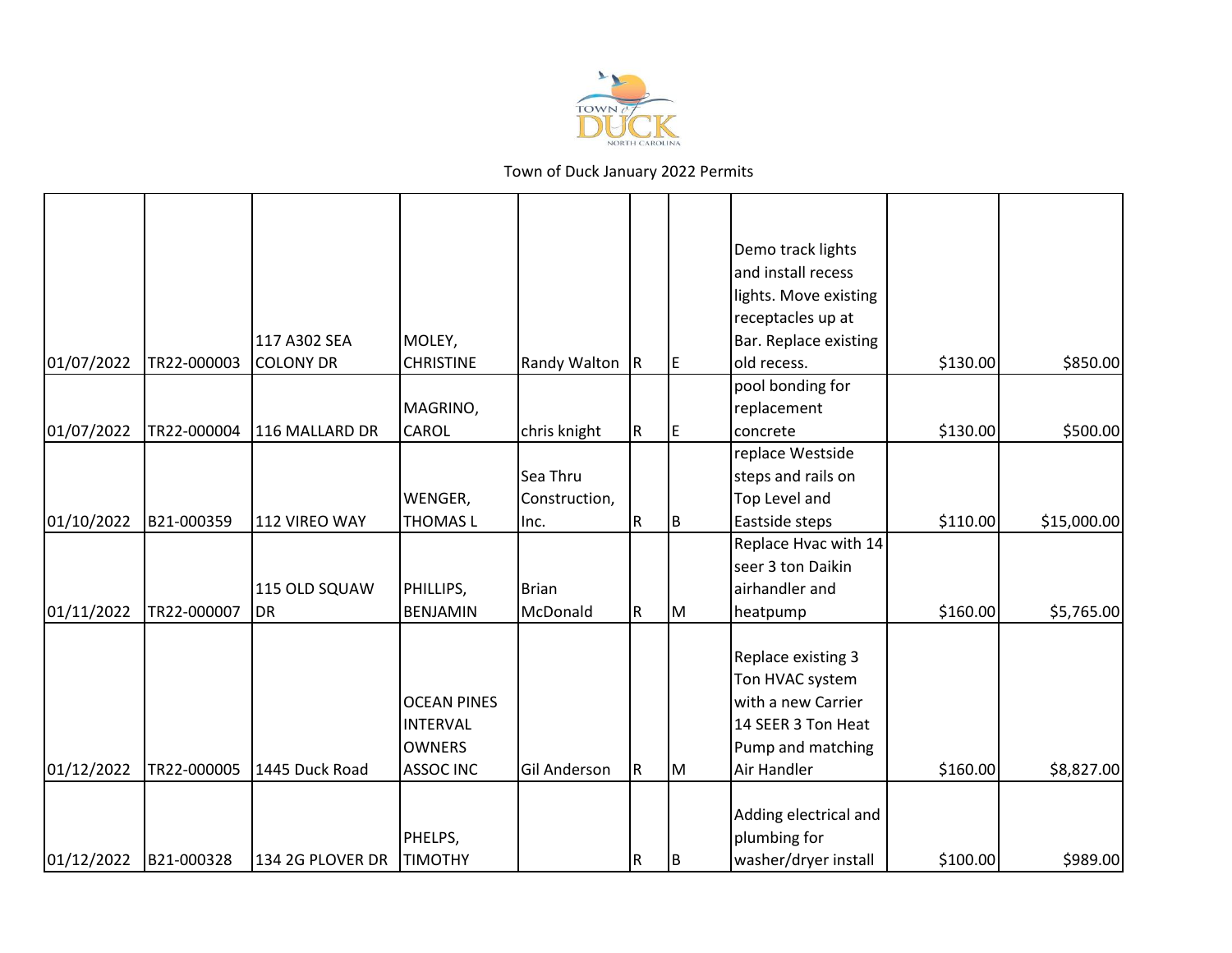Town of Duck January 2022 Permits

| | | | | | | | | | |
|---|---|---|---|---|---|---|---|---|---|
| 01/07/2022 | TR22-000003 | 117 A302 SEA COLONY DR | MOLEY, CHRISTINE | Randy Walton | R | E | Demo track lights and install recess lights. Move existing receptacles up at Bar. Replace existing old recess. | $130.00 | $850.00 |
| 01/07/2022 | TR22-000004 | 116 MALLARD DR | MAGRINO, CAROL | chris knight | R | E | pool bonding for replacement concrete | $130.00 | $500.00 |
| 01/10/2022 | B21-000359 | 112 VIREO WAY | WENGER, THOMAS L | Sea Thru Construction, Inc. | R | B | replace Westside steps and rails on Top Level and Eastside steps | $110.00 | $15,000.00 |
| 01/11/2022 | TR22-000007 | 115 OLD SQUAW DR | PHILLIPS, BENJAMIN | Brian McDonald | R | M | Replace Hvac with 14 seer 3 ton Daikin airhandler and heatpump | $160.00 | $5,765.00 |
| 01/12/2022 | TR22-000005 | 1445 Duck Road | OCEAN PINES INTERVAL OWNERS ASSOC INC | Gil Anderson | R | M | Replace existing 3 Ton HVAC system with a new Carrier 14 SEER 3 Ton Heat Pump and matching Air Handler | $160.00 | $8,827.00 |
| 01/12/2022 | B21-000328 | 134 2G PLOVER DR | PHELPS, TIMOTHY | | R | B | Adding electrical and plumbing for washer/dryer install | $100.00 | $989.00 |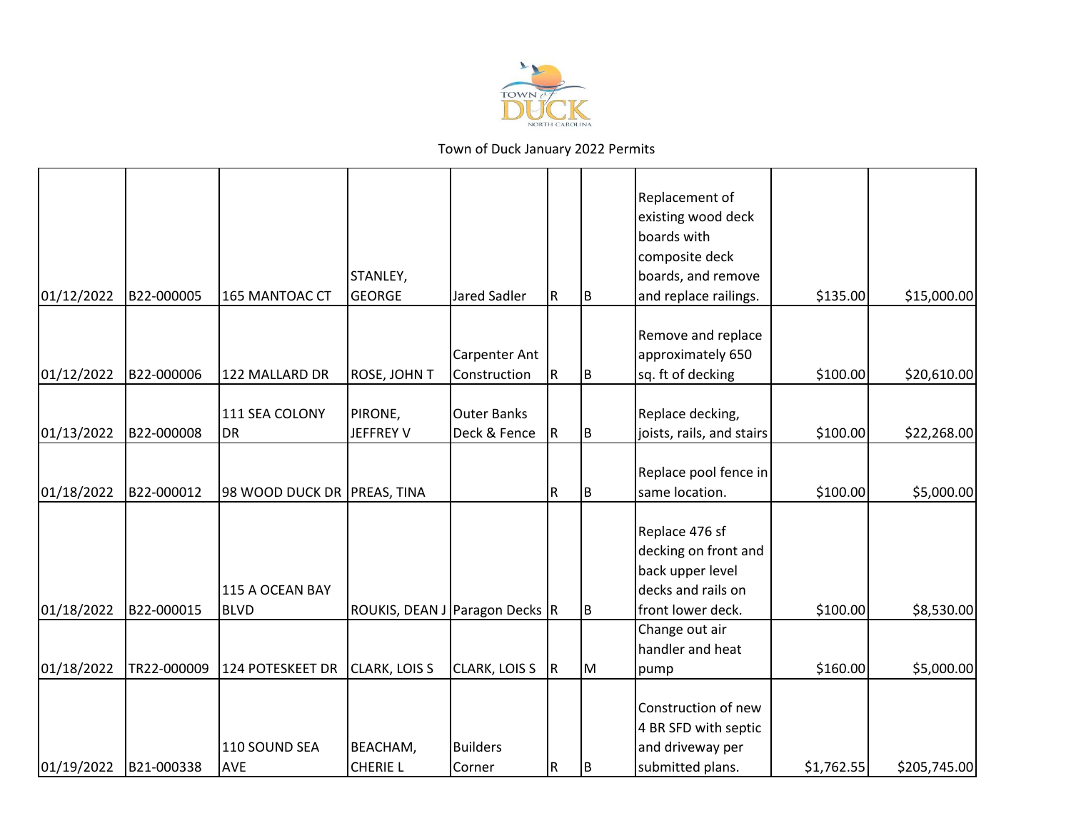Town of Duck January 2022 Permits

| | | | | | | | | | |
|---|---|---|---|---|---|---|---|---|---|
| 01/12/2022 | B22-000005 | 165 MANTOAC CT | STANLEY, GEORGE | Jared Sadler | R | B | Replacement of existing wood deck boards with composite deck boards, and remove and replace railings. | $135.00 | $15,000.00 |
| 01/12/2022 | B22-000006 | 122 MALLARD DR | ROSE, JOHN T | Carpenter Ant Construction | R | B | Remove and replace approximately 650 sq. ft of decking | $100.00 | $20,610.00 |
| 01/13/2022 | B22-000008 | 111 SEA COLONY DR | PIRONE, JEFFREY V | Outer Banks Deck & Fence | R | B | Replace decking, joists, rails, and stairs | $100.00 | $22,268.00 |
| 01/18/2022 | B22-000012 | 98 WOOD DUCK DR | PREAS, TINA | | R | B | Replace pool fence in same location. | $100.00 | $5,000.00 |
| 01/18/2022 | B22-000015 | 115 A OCEAN BAY BLVD | ROUKIS, DEAN J | Paragon Decks | R | B | Replace 476 sf decking on front and back upper level decks and rails on front lower deck. | $100.00 | $8,530.00 |
| 01/18/2022 | TR22-000009 | 124 POTESKEET DR | CLARK, LOIS S | CLARK, LOIS S | R | M | Change out air handler and heat pump | $160.00 | $5,000.00 |
| 01/19/2022 | B21-000338 | 110 SOUND SEA AVE | BEACHAM, CHERIE L | Builders Corner | R | B | Construction of new 4 BR SFD with septic and driveway per submitted plans. | $1,762.55 | $205,745.00 |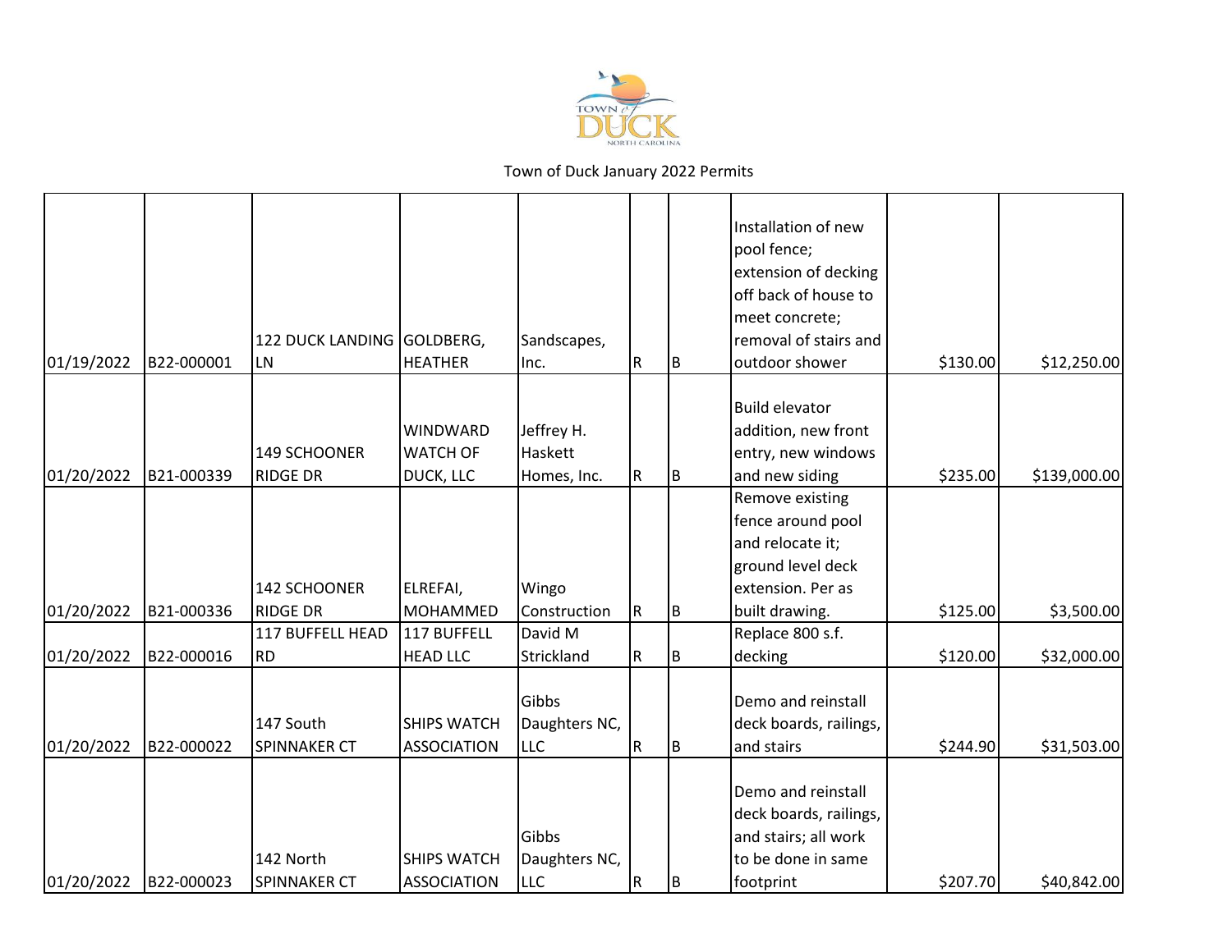Town of Duck January 2022 Permits

| | | | | | | | | | |
|---|---|---|---|---|---|---|---|---|---|
| 01/19/2022 | B22-000001 | 122 DUCK LANDING LN | GOLDBERG, HEATHER | Sandscapes, Inc. | R | B | Installation of new pool fence; extension of decking off back of house to meet concrete; removal of stairs and outdoor shower | $130.00 | $12,250.00 |
| 01/20/2022 | B21-000339 | 149 SCHOONER RIDGE DR | WINDWARD WATCH OF DUCK, LLC | Jeffrey H. Haskett Homes, Inc. | R | B | Build elevator addition, new front entry, new windows and new siding | $235.00 | $139,000.00 |
| 01/20/2022 | B21-000336 | 142 SCHOONER RIDGE DR | ELREFAI, MOHAMMED | Wingo Construction | R | B | Remove existing fence around pool and relocate it; ground level deck extension. Per as built drawing. | $125.00 | $3,500.00 |
| 01/20/2022 | B22-000016 | 117 BUFFELL HEAD RD | 117 BUFFELL HEAD LLC | David M Strickland | R | B | Replace 800 s.f. decking | $120.00 | $32,000.00 |
| 01/20/2022 | B22-000022 | 147 South SPINNAKER CT | SHIPS WATCH ASSOCIATION | Gibbs Daughters NC, LLC | R | B | Demo and reinstall deck boards, railings, and stairs | $244.90 | $31,503.00 |
| 01/20/2022 | B22-000023 | 142 North SPINNAKER CT | SHIPS WATCH ASSOCIATION | Gibbs Daughters NC, LLC | R | B | Demo and reinstall deck boards, railings, and stairs; all work to be done in same footprint | $207.70 | $40,842.00 |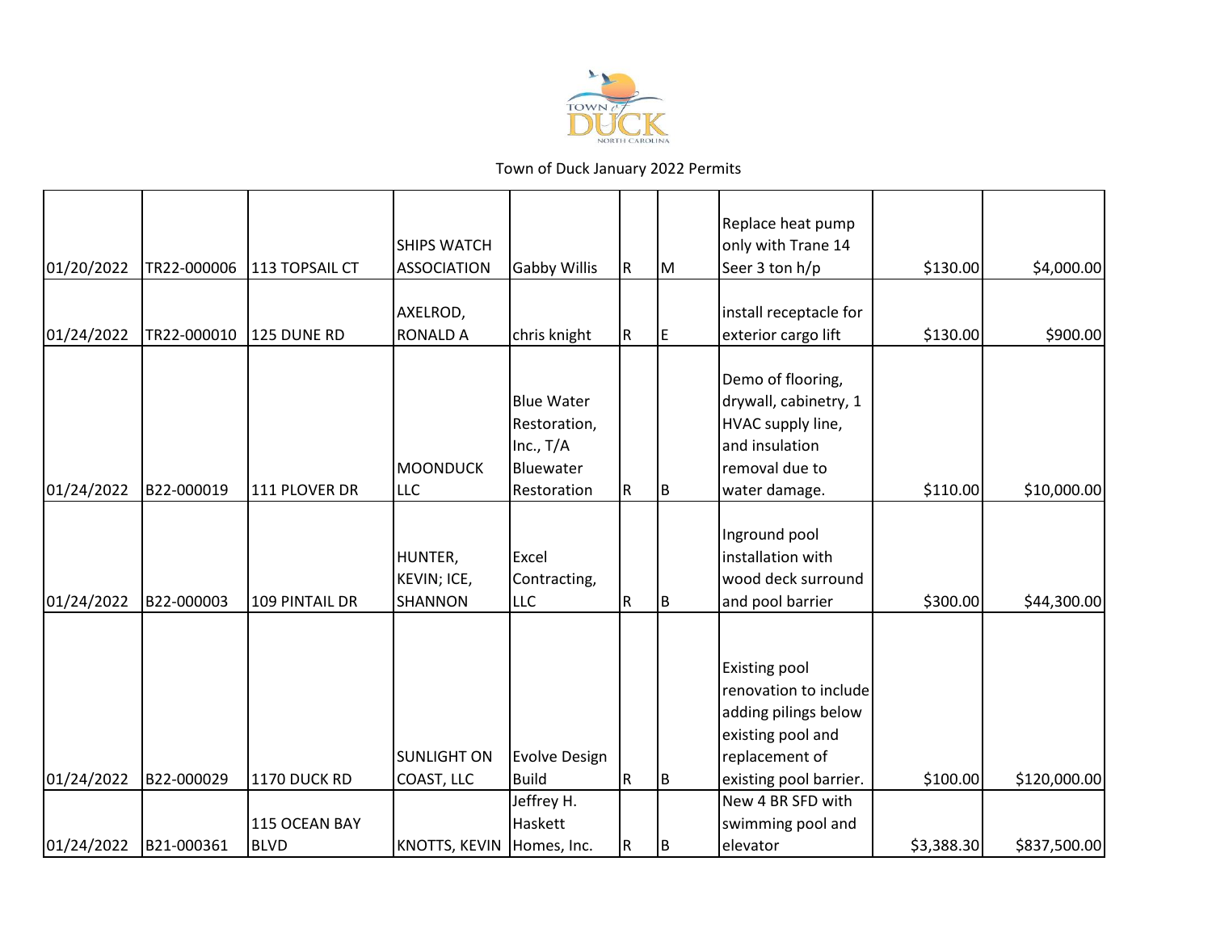Town of Duck January 2022 Permits

| | | | | | | | | | |
|---|---|---|---|---|---|---|---|---|---|
| 01/20/2022 | TR22-000006 | 113 TOPSAIL CT | SHIPS WATCH ASSOCIATION | Gabby Willis | R | M | Replace heat pump only with Trane 14 Seer 3 ton h/p | $130.00 | $4,000.00 |
| 01/24/2022 | TR22-000010 | 125 DUNE RD | AXELROD, RONALD A | chris knight | R | E | install receptacle for exterior cargo lift | $130.00 | $900.00 |
| 01/24/2022 | B22-000019 | 111 PLOVER DR | MOONDUCK LLC | Blue Water Restoration, Inc., T/A Bluewater Restoration | R | B | Demo of flooring, drywall, cabinetry, 1 HVAC supply line, and insulation removal due to water damage. | $110.00 | $10,000.00 |
| 01/24/2022 | B22-000003 | 109 PINTAIL DR | HUNTER, KEVIN; ICE, SHANNON | Excel Contracting, LLC | R | B | Inground pool installation with wood deck surround and pool barrier | $300.00 | $44,300.00 |
| 01/24/2022 | B22-000029 | 1170 DUCK RD | SUNLIGHT ON COAST, LLC | Evolve Design Build | R | B | Existing pool renovation to include adding pilings below existing pool and replacement of existing pool barrier. | $100.00 | $120,000.00 |
| 01/24/2022 | B21-000361 | 115 OCEAN BAY BLVD | KNOTTS, KEVIN | Jeffrey H. Haskett Homes, Inc. | R | B | New 4 BR SFD with swimming pool and elevator | $3,388.30 | $837,500.00 |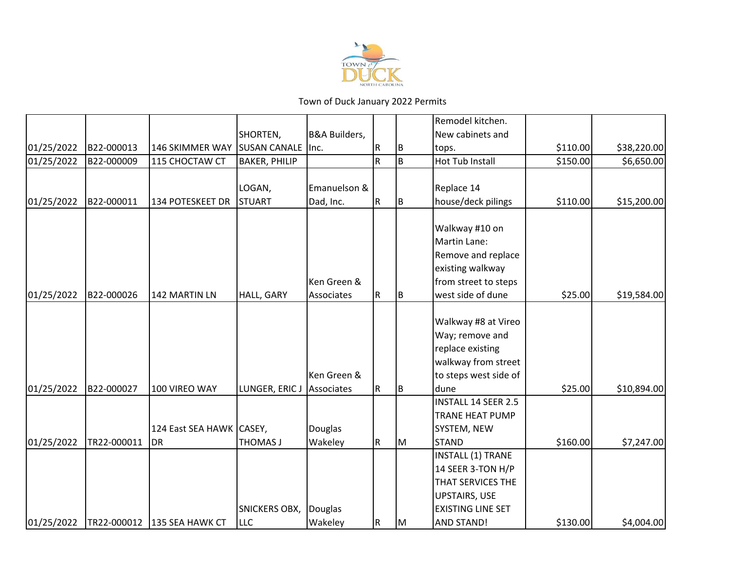Town of Duck January 2022 Permits

| | | | | | | | | | |
|---|---|---|---|---|---|---|---|---|---|
| 01/25/2022 | B22-000013 | 146 SKIMMER WAY | SHORTEN, SUSAN CANALE | B&A Builders, Inc. | R | B | Remodel kitchen. New cabinets and tops. | $110.00 | $38,220.00 |
| 01/25/2022 | B22-000009 | 115 CHOCTAW CT | BAKER, PHILIP | | R | B | Hot Tub Install | $150.00 | $6,650.00 |
| 01/25/2022 | B22-000011 | 134 POTESKEET DR | LOGAN, STUART | Emanuelson & Dad, Inc. | R | B | Replace 14 house/deck pilings | $110.00 | $15,200.00 |
| 01/25/2022 | B22-000026 | 142 MARTIN LN | HALL, GARY | Ken Green & Associates | R | B | Walkway #10 on Martin Lane: Remove and replace existing walkway from street to steps west side of dune | $25.00 | $19,584.00 |
| 01/25/2022 | B22-000027 | 100 VIREO WAY | LUNGER, ERIC J | Ken Green & Associates | R | B | Walkway #8 at Vireo Way; remove and replace existing walkway from street to steps west side of dune | $25.00 | $10,894.00 |
| 01/25/2022 | TR22-000011 | 124 East SEA HAWK DR | CASEY, THOMAS J | Douglas Wakeley | R | M | INSTALL 14 SEER 2.5 TRANE HEAT PUMP SYSTEM, NEW STAND | $160.00 | $7,247.00 |
| 01/25/2022 | TR22-000012 | 135 SEA HAWK CT | SNICKERS OBX, LLC | Douglas Wakeley | R | M | INSTALL (1) TRANE 14 SEER 3-TON H/P THAT SERVICES THE UPSTAIRS, USE EXISTING LINE SET AND STAND! | $130.00 | $4,004.00 |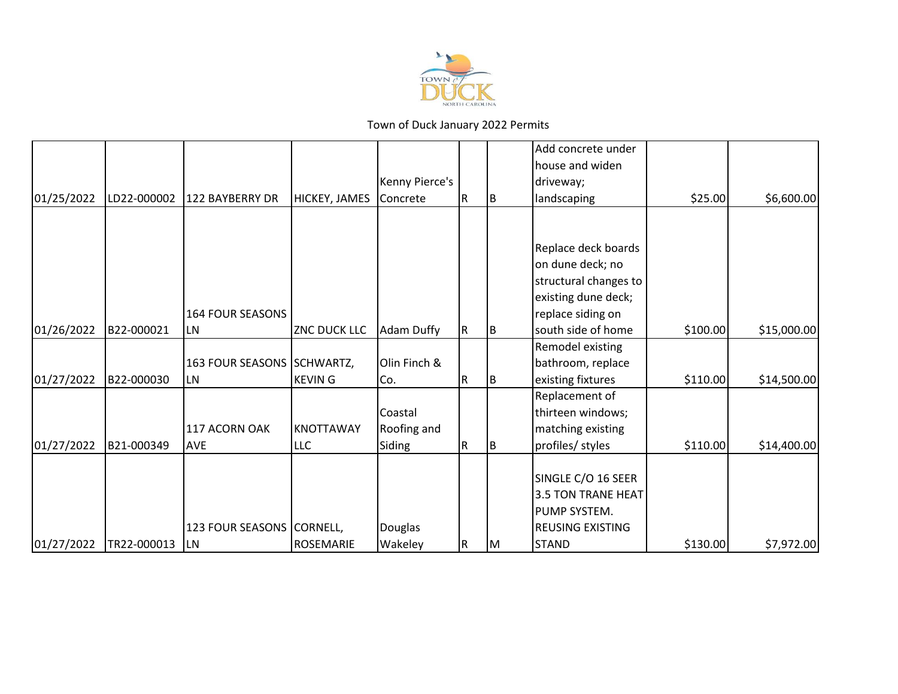Town of Duck January 2022 Permits

| | | | | | | | | | |
|---|---|---|---|---|---|---|---|---|---|
| 01/25/2022 | LD22-000002 | 122 BAYBERRY DR | HICKEY, JAMES | Kenny Pierce's Concrete | R | B | Add concrete under house and widen driveway; landscaping | $25.00 | $6,600.00 |
| 01/26/2022 | B22-000021 | 164 FOUR SEASONS LN | ZNC DUCK LLC | Adam Duffy | R | B | Replace deck boards on dune deck; no structural changes to existing dune deck; replace siding on south side of home | $100.00 | $15,000.00 |
| 01/27/2022 | B22-000030 | 163 FOUR SEASONS LN | SCHWARTZ, KEVIN G | Olin Finch & Co. | R | B | Remodel existing bathroom, replace existing fixtures | $110.00 | $14,500.00 |
| 01/27/2022 | B21-000349 | 117 ACORN OAK AVE | KNOTTAWAY LLC | Coastal Roofing and Siding | R | B | Replacement of thirteen windows; matching existing profiles/ styles | $110.00 | $14,400.00 |
| 01/27/2022 | TR22-000013 | 123 FOUR SEASONS LN | CORNELL, ROSEMARIE | Douglas Wakeley | R | M | SINGLE C/O 16 SEER 3.5 TON TRANE HEAT PUMP SYSTEM. REUSING EXISTING STAND | $130.00 | $7,972.00 |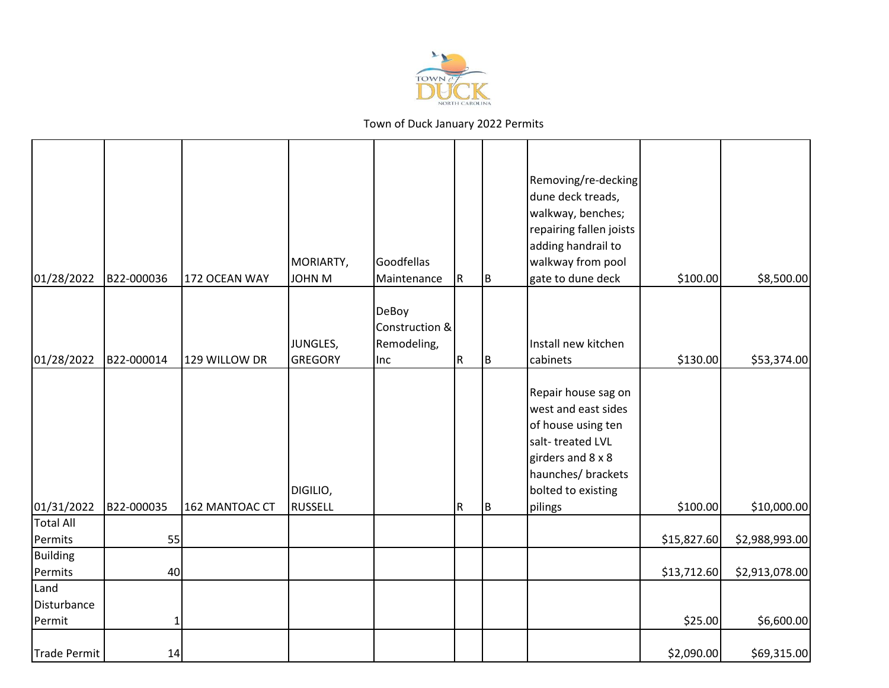Town of Duck January 2022 Permits

| | | | | | | | | | |
|---|---|---|---|---|---|---|---|---|---|
| 01/28/2022 | B22-000036 | 172 OCEAN WAY | MORIARTY, JOHN M | Goodfellas Maintenance | R | B | Removing/re-decking dune deck treads, walkway, benches; repairing fallen joists adding handrail to walkway from pool gate to dune deck | $100.00 | $8,500.00 |
| 01/28/2022 | B22-000014 | 129 WILLOW DR | JUNGLES, GREGORY | DeBoy Construction & Remodeling, Inc | R | B | Install new kitchen cabinets | $130.00 | $53,374.00 |
| 01/31/2022 | B22-000035 | 162 MANTOAC CT | DIGILIO, RUSSELL | | R | B | Repair house sag on west and east sides of house using ten salt- treated LVL girders and 8 x 8 haunches/ brackets bolted to existing pilings | $100.00 | $10,000.00 |
| Total All Permits | 55 | | | | | | | $15,827.60 | $2,988,993.00 |
| Building Permits | 40 | | | | | | | $13,712.60 | $2,913,078.00 |
| Land Disturbance Permit | 1 | | | | | | | $25.00 | $6,600.00 |
| Trade Permit | 14 | | | | | | | $2,090.00 | $69,315.00 |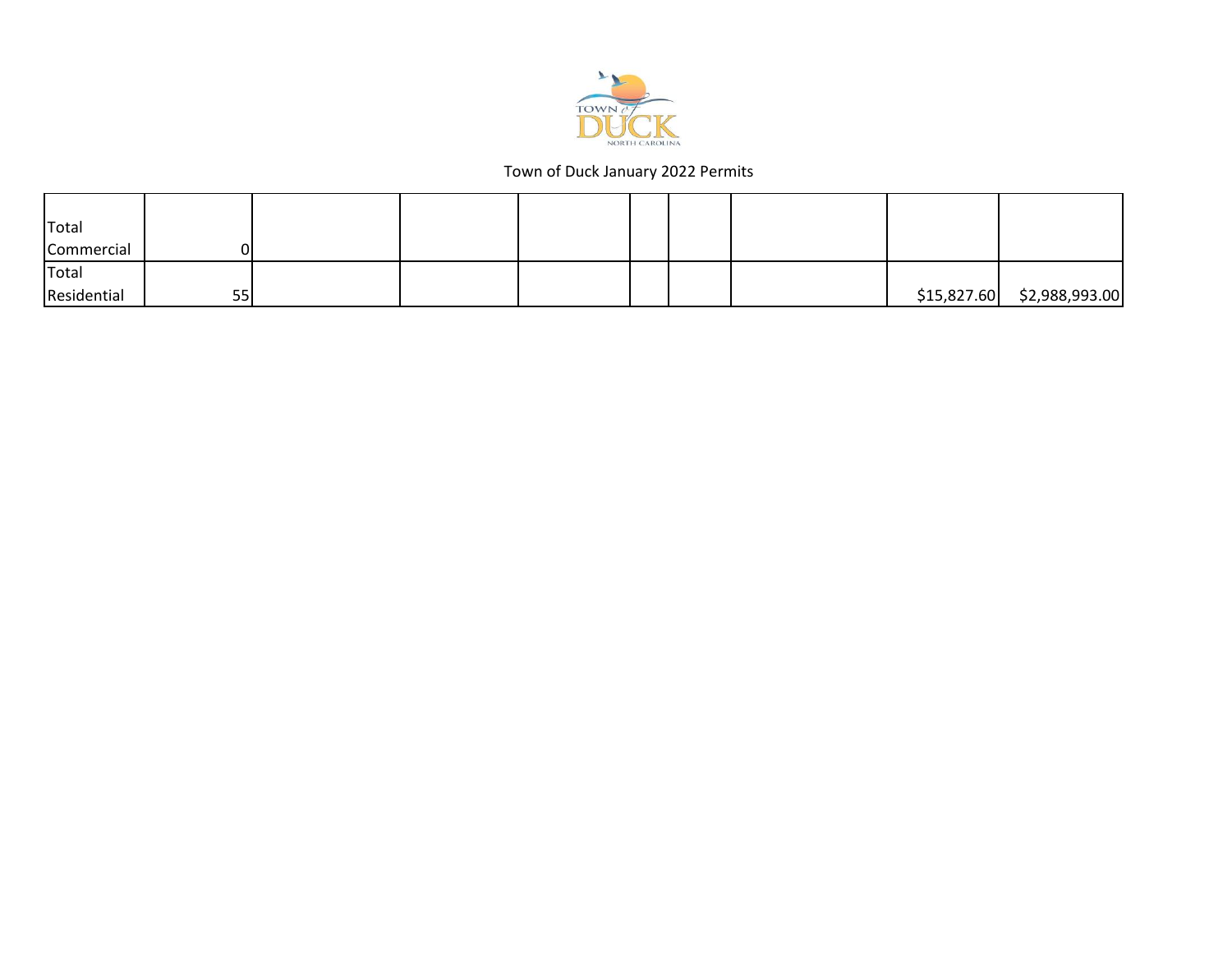Town of Duck January 2022 Permits

| | | | | | | | | | |
|---|---|---|---|---|---|---|---|---|---|
| Total Commercial | 0 | | | | | | | | |
| Total Residential | 55 | | | | | | | $15,827.60 | $2,988,993.00 |